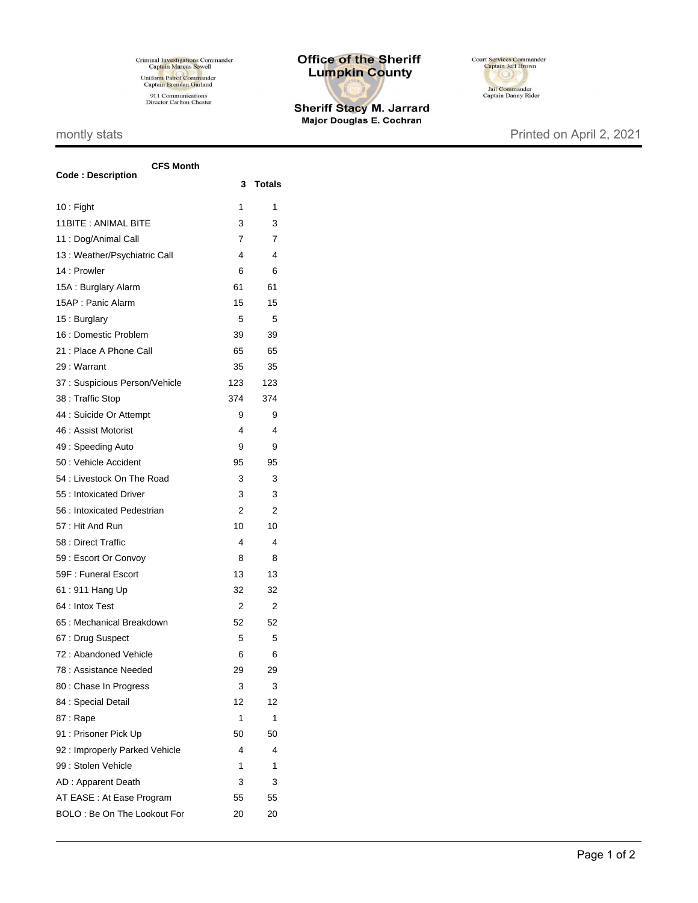Criminal Investigations Commander
Captain Marcus Sewell

Uniform Patrol Commander
Captain Brendan Garland

911 Communications
Director Carlton Chester

# Office of the Sheriff Lumpkin County

**Sheriff Stacy M. Jarrard**
**Major Douglas E. Cochran**

Court Services Commander
Captain Jeff Brown

Jail Commander
Captain Danny Rider

montly stats

Printed on April 2, 2021

| Code : Description | CFS Month 3 | Totals |
|---|---|---|
| 10 : Fight | 1 | 1 |
| 11BITE : ANIMAL BITE | 3 | 3 |
| 11 : Dog/Animal Call | 7 | 7 |
| 13 : Weather/Psychiatric Call | 4 | 4 |
| 14 : Prowler | 6 | 6 |
| 15A : Burglary Alarm | 61 | 61 |
| 15AP : Panic Alarm | 15 | 15 |
| 15 : Burglary | 5 | 5 |
| 16 : Domestic Problem | 39 | 39 |
| 21 : Place A Phone Call | 65 | 65 |
| 29 : Warrant | 35 | 35 |
| 37 : Suspicious Person/Vehicle | 123 | 123 |
| 38 : Traffic Stop | 374 | 374 |
| 44 : Suicide Or Attempt | 9 | 9 |
| 46 : Assist Motorist | 4 | 4 |
| 49 : Speeding Auto | 9 | 9 |
| 50 : Vehicle Accident | 95 | 95 |
| 54 : Livestock On The Road | 3 | 3 |
| 55 : Intoxicated Driver | 3 | 3 |
| 56 : Intoxicated Pedestrian | 2 | 2 |
| 57 : Hit And Run | 10 | 10 |
| 58 : Direct Traffic | 4 | 4 |
| 59 : Escort Or Convoy | 8 | 8 |
| 59F : Funeral Escort | 13 | 13 |
| 61 : 911 Hang Up | 32 | 32 |
| 64 : Intox Test | 2 | 2 |
| 65 : Mechanical Breakdown | 52 | 52 |
| 67 : Drug Suspect | 5 | 5 |
| 72 : Abandoned Vehicle | 6 | 6 |
| 78 : Assistance Needed | 29 | 29 |
| 80 : Chase In Progress | 3 | 3 |
| 84 : Special Detail | 12 | 12 |
| 87 : Rape | 1 | 1 |
| 91 : Prisoner Pick Up | 50 | 50 |
| 92 : Improperly Parked Vehicle | 4 | 4 |
| 99 : Stolen Vehicle | 1 | 1 |
| AD : Apparent Death | 3 | 3 |
| AT EASE : At Ease Program | 55 | 55 |
| BOLO : Be On The Lookout For | 20 | 20 |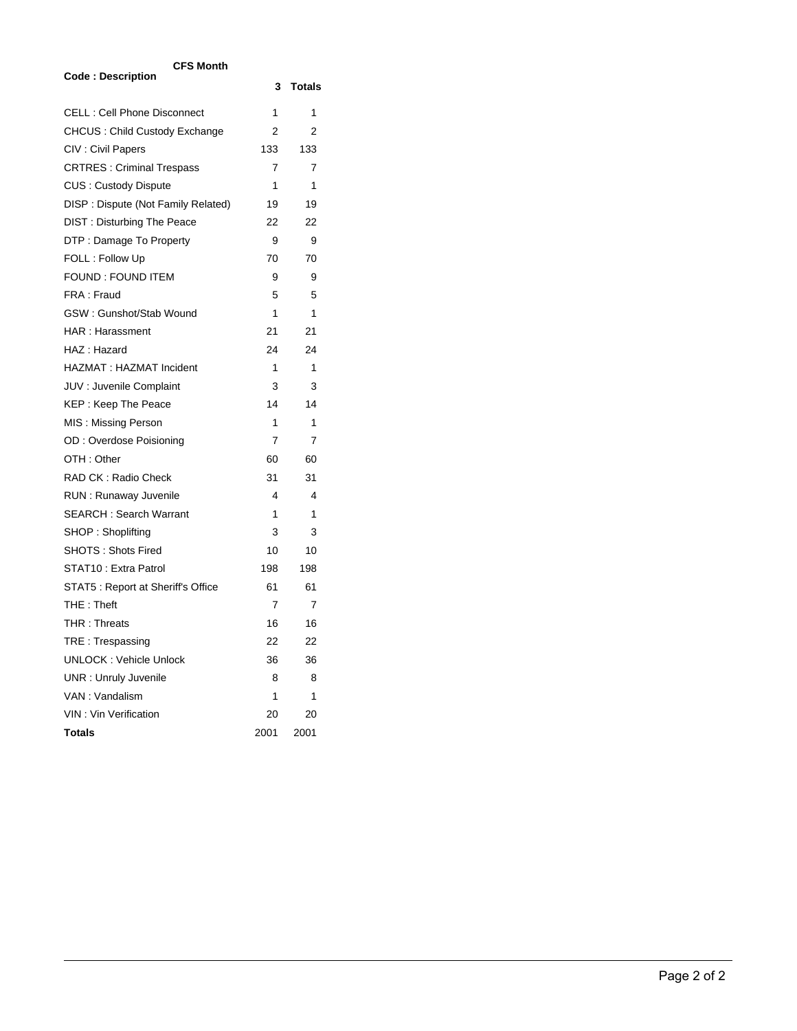| Code : Description | CFS Month 3 | Totals |
|---|---|---|
| CELL : Cell Phone Disconnect | 1 | 1 |
| CHCUS : Child Custody Exchange | 2 | 2 |
| CIV : Civil Papers | 133 | 133 |
| CRTRES : Criminal Trespass | 7 | 7 |
| CUS : Custody Dispute | 1 | 1 |
| DISP : Dispute (Not Family Related) | 19 | 19 |
| DIST : Disturbing The Peace | 22 | 22 |
| DTP : Damage To Property | 9 | 9 |
| FOLL : Follow Up | 70 | 70 |
| FOUND : FOUND ITEM | 9 | 9 |
| FRA : Fraud | 5 | 5 |
| GSW : Gunshot/Stab Wound | 1 | 1 |
| HAR : Harassment | 21 | 21 |
| HAZ : Hazard | 24 | 24 |
| HAZMAT : HAZMAT Incident | 1 | 1 |
| JUV : Juvenile Complaint | 3 | 3 |
| KEP : Keep The Peace | 14 | 14 |
| MIS : Missing Person | 1 | 1 |
| OD : Overdose Poisioning | 7 | 7 |
| OTH : Other | 60 | 60 |
| RAD CK : Radio Check | 31 | 31 |
| RUN : Runaway Juvenile | 4 | 4 |
| SEARCH : Search Warrant | 1 | 1 |
| SHOP : Shoplifting | 3 | 3 |
| SHOTS : Shots Fired | 10 | 10 |
| STAT10 : Extra Patrol | 198 | 198 |
| STAT5 : Report at Sheriff's Office | 61 | 61 |
| THE : Theft | 7 | 7 |
| THR : Threats | 16 | 16 |
| TRE : Trespassing | 22 | 22 |
| UNLOCK : Vehicle Unlock | 36 | 36 |
| UNR : Unruly Juvenile | 8 | 8 |
| VAN : Vandalism | 1 | 1 |
| VIN : Vin Verification | 20 | 20 |
| **Totals** | 2001 | 2001 |